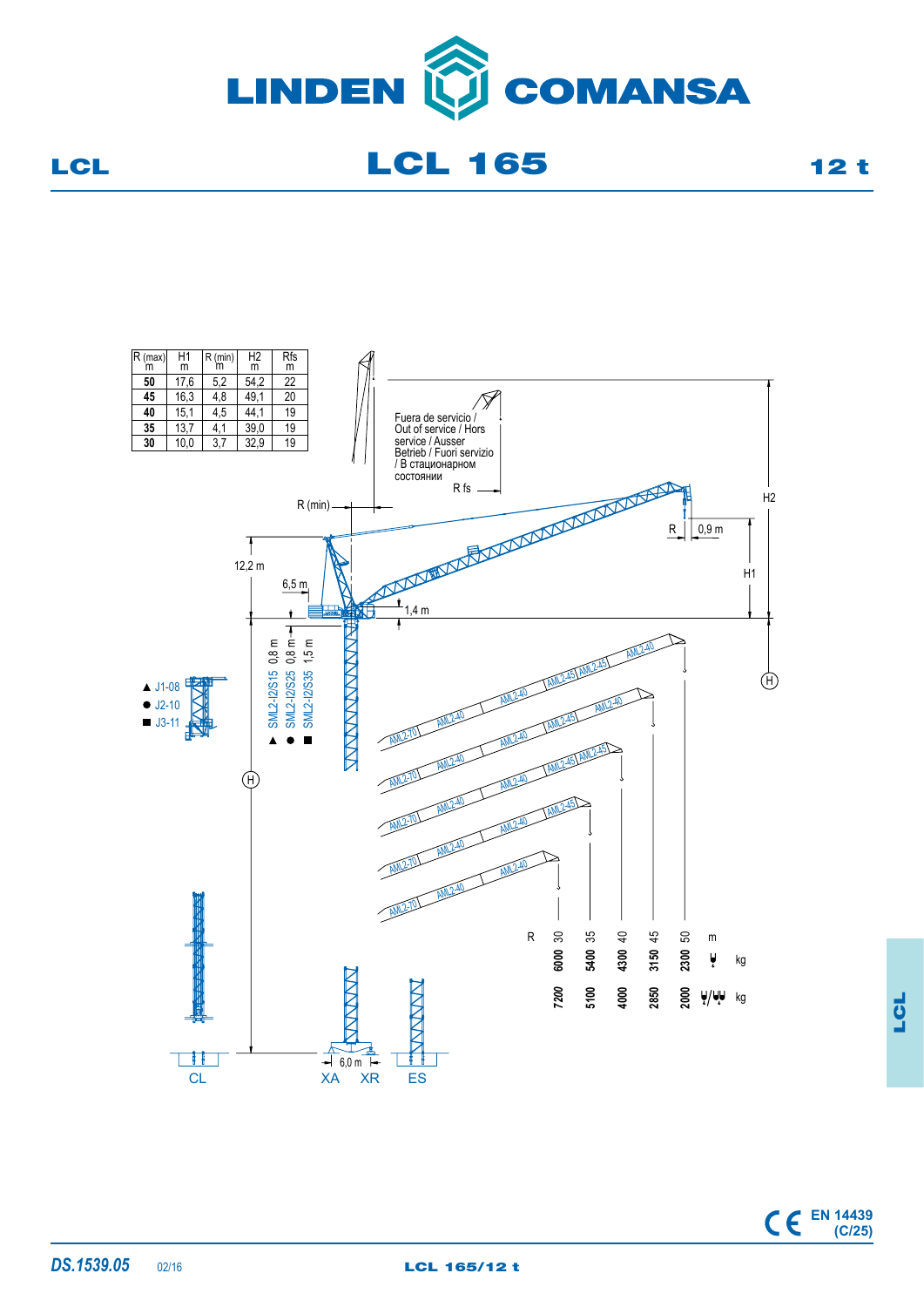# LINDEN COMANSA

LCL

# LCL 165

12 t

| R (max) m | H1 m | R (min) m | H2 m | Rfs m |
|---|---|---|---|---|
| 50 | 17,6 | 5,2 | 54,2 | 22 |
| 45 | 16,3 | 4,8 | 49,1 | 20 |
| 40 | 15,1 | 4,5 | 44,1 | 19 |
| 35 | 13,7 | 4,1 | 39,0 | 19 |
| 30 | 10,0 | 3,7 | 32,9 | 19 |

Fuera de servicio / Out of service / Hors service / Ausser Betrieb / Fuori servizio / В стационарном состоянии

R fs

R (min)

H2

R

0,9 m

H1

12,2 m

6,5 m

1,4 m

H

▲ J1-08

● J2-10

■ J3-11

SML2-I2/S15 0,8 m

SML2-I2/S25 0,8 m

SML2-I2/S35 1,5 m

▲ ● ■

AML2-70 AML2-40 AML2-40 AML2-45 AML2-45 AML2-40

AML2-70 AML2-40 AML2-40 AML2-45 AML2-40

AML2-70 AML2-40 AML2-40 AML2-45 AML2-45

AML2-70 AML2-40 AML2-40 AML2-45

AML2-70 AML2-40 AML2-40

| R | 30 | 35 | 40 | 45 | 50 | m |
|---|---|---|---|---|---|---|
| (single fall) | 6000 | 5400 | 4300 | 3150 | 2300 | kg |
| (double fall) | 7200 | 5100 | 4000 | 2850 | 2000 | kg |

CL

6,0 m

XA XR

ES

CE EN 14439 (C/25)

DS.1539.05 02/16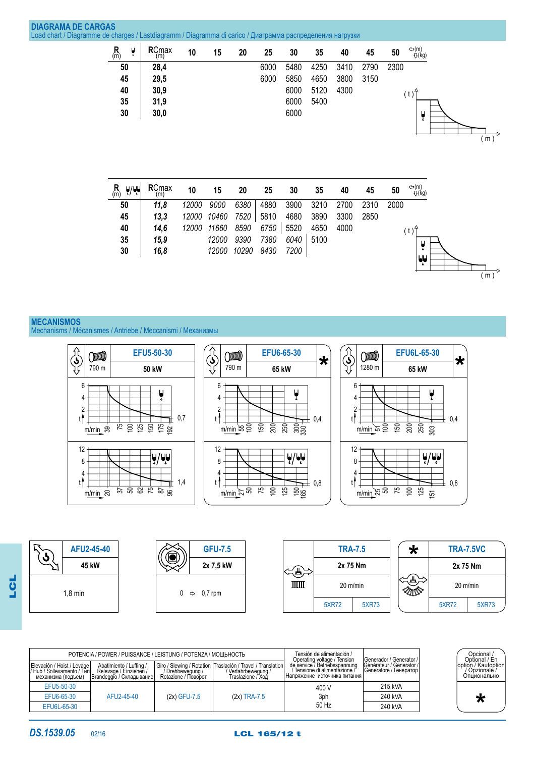## DIAGRAMA DE CARGAS

Load chart / Diagramme de charges / Lastdiagramm / Diagramma di carico / Диаграмма распределения нагрузки

| R (m) | RCmax (m) | 10 | 15 | 20 | 25 | 30 | 35 | 40 | 45 | 50 |
|---|---|---|---|---|---|---|---|---|---|---|
| 50 | 28,4 | | | | 6000 | 5480 | 4250 | 3410 | 2790 | 2300 |
| 45 | 29,5 | | | | 6000 | 5850 | 4650 | 3800 | 3150 | |
| 40 | 30,9 | | | | | 6000 | 5120 | 4300 | | |
| 35 | 31,9 | | | | | 6000 | 5400 | | | |
| 30 | 30,0 | | | | | 6000 | | | | |

⇦(m) ⇩(kg)

( t ) ( m )

| R (m) | RCmax (m) | 10 | 15 | 20 | 25 | 30 | 35 | 40 | 45 | 50 |
|---|---|---|---|---|---|---|---|---|---|---|
| 50 | *11,8* | *12000* | *9000* | *6380* | 4880 | 3900 | 3210 | 2700 | 2310 | 2000 |
| 45 | *13,3* | *12000* | *10460* | *7520* | 5810 | 4680 | 3890 | 3300 | 2850 | |
| 40 | *14,6* | *12000* | *11660* | *8590* | *6750* | 5520 | 4650 | 4000 | | |
| 35 | *15,9* | | *12000* | *9390* | *7380* | *6040* | 5100 | | | |
| 30 | *16,8* | | *12000* | *10290* | *8430* | *7200* | | | | |

⇦(m) ⇩(kg)

( t ) ( m )

## MECANISMOS

Mechanisms / Mécanismes / Antriebe / Meccanismi / Механизмы

**EFU5-50-30** — 790 m — 50 kW

6 4 2 t — 0,7 — m/min 39 75 100 125 150 175 192

12 8 4 t — 1,4 — m/min 20 37 50 62 75 87 96

**EFU6-65-30** * — 790 m — 65 kW

6 4 2 t — 0,4 — m/min 55 100 150 200 250 300 330

12 8 4 t — 0,8 — m/min 27 50 75 100 125 150 165

**EFU6L-65-30** * — 1280 m — 65 kW

6 4 2 t — 0,4 — m/min 51 100 150 200 250 303

12 8 4 t — 0,8 — m/min 25 50 75 100 125 151

**AFU2-45-40** — 45 kW — 1,8 min

**GFU-7.5** — 2x 7,5 kW — 0 ⇨ 0,7 rpm

**TRA-7.5** — 2x 75 Nm — 20 m/min — 5XR72 | 5XR73

* **TRA-7.5VC** — 2x 75 Nm — 20 m/min — 5XR72 | 5XR73

| POTENCIA / POWER / PUISSANCE / LEISTUNG / POTENZA / МОЩЬНОСТЬ | | | | Tensión de alimentación / Operating voltage / Tension de service / Betriebsspannung / Tensione di alimentazione / Напряжение источника питания | Generador / Generator / Générateur / Generator / Generatore / Генератор |
|---|---|---|---|---|---|
| Elevación / Hoist / Levage / Hub / Sollevamento / Tin механизма (подъем) | Abatimiento / Luffing / Relevage / Einziehen / Brandeggio / Складывание | Giro / Slewing / Rotation / Drehbewegung / Rotazione / Поворот | Traslación / Travel / Translation / Verfahrbewegung / Traslazione / Ход | | |
| EFU5-50-30 | AFU2-45-40 | (2x) GFU-7.5 | (2x) TRA-7.5 | 400 V 3ph 50 Hz | 215 kVA |
| EFU6-65-30 | | | | | 240 kVA |
| EFU6L-65-30 | | | | | 240 kVA |

Opcional / Optional / En option / Kaufoption / Opzionale / Опционально

*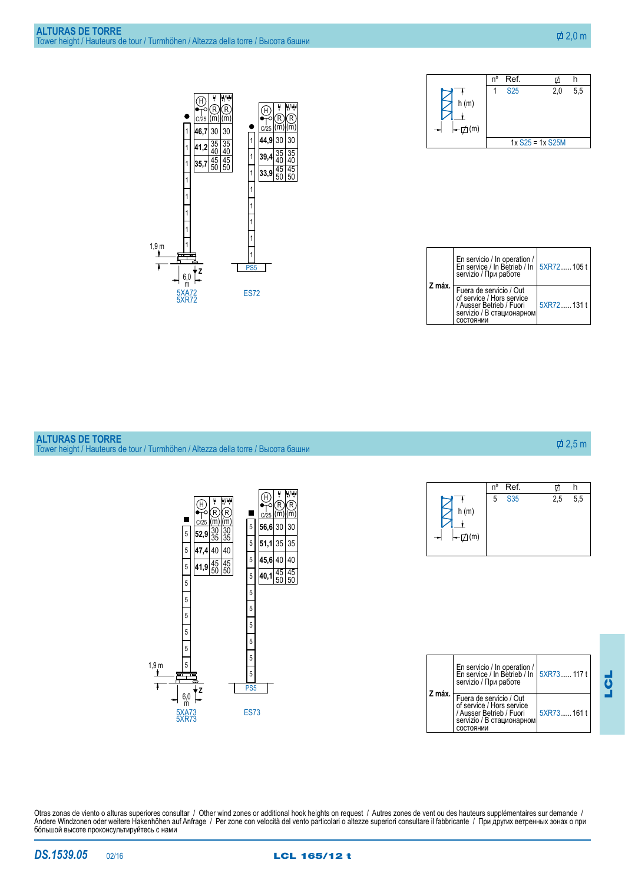## ALTURAS DE TORRE

Tower height / Hauteurs de tour / Turmhöhen / Altezza della torre / Высота башни

⊠ 2,0 m

| H C/25 | R (m) | R (m) |
|---|---|---|
| 46,7 | 30 | 30 |
| 41,2 | 35 / 40 | 35 / 40 |
| 35,7 | 45 / 50 | 45 / 50 |

1,9 m

6,0 m

Z

5XA72
5XR72

| H C/25 | R (m) | R (m) |
|---|---|---|
| 44,9 | 30 | 30 |
| 39,4 | 35 / 40 | 35 / 40 |
| 33,9 | 45 / 50 | 45 / 50 |

PS5

ES72

h (m)

⊠ (m)

| nº | Ref. | ⊠ | h |
|---|---|---|---|
| 1 | S25 | 2,0 | 5,5 |
| 1x S25 = 1x S25M | | | |

| | | |
|---|---|---|
| Z máx. | En servicio / In operation / En service / In Betrieb / In servizio / При работе | 5XR72...... 105 t |
| | Fuera de servicio / Out of service / Hors service / Ausser Betrieb / Fuori servizio / В стационарном состоянии | 5XR72...... 131 t |

## ALTURAS DE TORRE

Tower height / Hauteurs de tour / Turmhöhen / Altezza della torre / Высота башни

⊠ 2,5 m

| H C/25 | R (m) | R (m) |
|---|---|---|
| 52,9 | 30 / 35 | 30 / 35 |
| 47,4 | 40 | 40 |
| 41,9 | 45 / 50 | 45 / 50 |

1,9 m

6,0 m

Z

5XA73
5XR73

| H C/25 | R (m) | R (m) |
|---|---|---|
| 56,6 | 30 | 30 |
| 51,1 | 35 | 35 |
| 45,6 | 40 | 40 |
| 40,1 | 45 / 50 | 45 / 50 |

PS5

ES73

h (m)

⊠ (m)

| nº | Ref. | ⊠ | h |
|---|---|---|---|
| 5 | S35 | 2,5 | 5,5 |

| | | |
|---|---|---|
| Z máx. | En servicio / In operation / En service / In Betrieb / In servizio / При работе | 5XR73...... 117 t |
| | Fuera de servicio / Out of service / Hors service / Ausser Betrieb / Fuori servizio / В стационарном состоянии | 5XR73...... 161 t |

Otras zonas de viento o alturas superiores consultar / Other wind zones or additional hook heights on request / Autres zones de vent ou des hauteurs supplémentaires sur demande / Andere Windzonen oder weitere Hakenhöhen auf Anfrage / Per zone con velocità del vento particolari o altezze superiori consultare il fabbricante / При других ветренных зонах о при большой высоте проконсультируйтесь с нами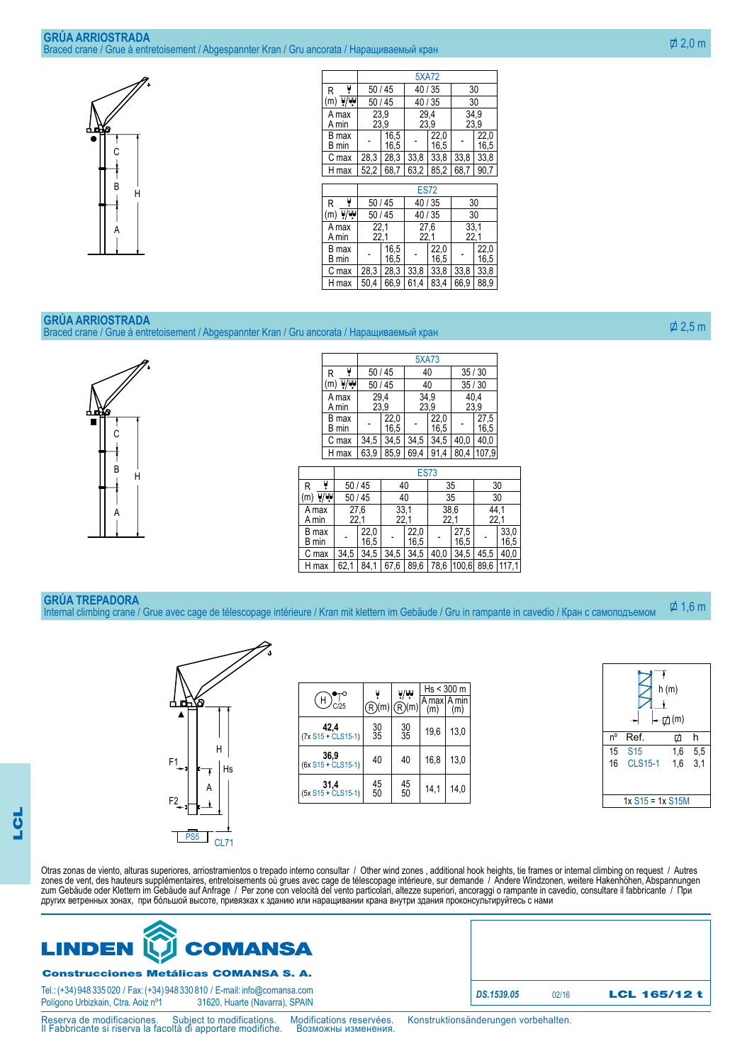## GRÚA ARRIOSTRADA
Braced crane / Grue à entretoisement / Abgespannter Kran / Gru ancorata / Наращиваемый кран

⌀ 2,0 m

C

B

H

A

| | 5XA72 | | | | | |
|---|---|---|---|---|---|---|
| R (m) ¥ | 50 / 45 | | 40 / 35 | | 30 | |
| ¥/¥¥ | 50 / 45 | | 40 / 35 | | 30 | |
| A max / A min | 23,9 / 23,9 | | 29,4 / 23,9 | | 34,9 / 23,9 | |
| B max / B min | - | 16,5 / 16,5 | - | 22,0 / 16,5 | - | 22,0 / 16,5 |
| C max | 28,3 | 28,3 | 33,8 | 33,8 | 33,8 | 33,8 |
| H max | 52,2 | 68,7 | 63,2 | 85,2 | 68,7 | 90,7 |

| | ES72 | | | | | |
|---|---|---|---|---|---|---|
| R (m) ¥ | 50 / 45 | | 40 / 35 | | 30 | |
| ¥/¥¥ | 50 / 45 | | 40 / 35 | | 30 | |
| A max / A min | 22,1 / 22,1 | | 27,6 / 22,1 | | 33,1 / 22,1 | |
| B max / B min | - | 16,5 / 16,5 | - | 22,0 / 16,5 | - | 22,0 / 16,5 |
| C max | 28,3 | 28,3 | 33,8 | 33,8 | 33,8 | 33,8 |
| H max | 50,4 | 66,9 | 61,4 | 83,4 | 66,9 | 88,9 |

## GRÚA ARRIOSTRADA
Braced crane / Grue à entretoisement / Abgespannter Kran / Gru ancorata / Наращиваемый кран

⌀ 2,5 m

C

B

H

A

| | 5XA73 | | | | | |
|---|---|---|---|---|---|---|
| R (m) ¥ | 50 / 45 | | 40 | | 35 / 30 | |
| ¥/¥¥ | 50 / 45 | | 40 | | 35 / 30 | |
| A max / A min | 29,4 / 23,9 | | 34,9 / 23,9 | | 40,4 / 23,9 | |
| B max / B min | - | 22,0 / 16,5 | - | 22,0 / 16,5 | - | 27,5 / 16,5 |
| C max | 34,5 | 34,5 | 34,5 | 34,5 | 40,0 | 40,0 |
| H max | 63,9 | 85,9 | 69,4 | 91,4 | 80,4 | 107,9 |

| | ES73 | | | | | | | |
|---|---|---|---|---|---|---|---|---|
| R (m) ¥ | 50 / 45 | | 40 | | 35 | | 30 | |
| ¥/¥¥ | 50 / 45 | | 40 | | 35 | | 30 | |
| A max / A min | 27,6 / 22,1 | | 33,1 / 22,1 | | 38,6 / 22,1 | | 44,1 / 22,1 | |
| B max / B min | - | 22,0 / 16,5 | - | 22,0 / 16,5 | - | 27,5 / 16,5 | - | 33,0 / 16,5 |
| C max | 34,5 | 34,5 | 34,5 | 34,5 | 40,0 | 34,5 | 45,5 | 40,0 |
| H max | 62,1 | 84,1 | 67,6 | 89,6 | 78,6 | 100,6 | 89,6 | 117,1 |

## GRÚA TREPADORA
Internal climbing crane / Grue avec cage de télescopage intérieure / Kran mit klettern im Gebäude / Gru in rampante in cavedio / Кран с самоподъемом

⌀ 1,6 m

F1

F2

H

Hs

A

PS5

CL71

| H C/25 | ¥ R (m) | ¥/¥¥ R (m) | Hs < 300 m A max (m) | A min (m) |
|---|---|---|---|---|
| **42,4** (7x S15 + CLS15-1) | 30 / 35 | 30 / 35 | 19,6 | 13,0 |
| **36,9** (6x S15 + CLS15-1) | 40 | 40 | 16,8 | 13,0 |
| **31,4** (5x S15 + CLS15-1) | 45 / 50 | 45 / 50 | 14,1 | 14,0 |

h (m)

⌀ (m)

| nº | Ref. | ⌀ | h |
|---|---|---|---|
| 15 | S15 | 1,6 | 5,5 |
| 16 | CLS15-1 | 1,6 | 3,1 |

1x S15 = 1x S15M

Otras zonas de viento, alturas superiores, arriostramientos o trepado interno consultar / Other wind zones , additional hook heights, tie frames or internal climbing on request / Autres zones de vent, des hauteurs supplémentaires, entretoisements où grues avec cage de télescopage intérieure, sur demande / Andere Windzonen, weitere Hakenhöhen, Abspannungen zum Gebäude oder Klettern im Gebäude auf Anfrage / Per zone con velocità del vento particolari, altezze superiori, ancoraggi o rampante in cavedio, consultare il fabbricante / При других ветренных зонах, при бóльшой высоте, привязках к зданию или наращивании крана внутри здания проконсультируйтесь с нами

LINDEN COMANSA

**Construcciones Metálicas COMANSA S. A.**

Tel.: (+34) 948 335 020 / Fax: (+34) 948 330 810 / E-mail: info@comansa.com
Polígono Urbizkain, Ctra. Aoiz nº1 31620, Huarte (Navarra), SPAIN

*DS.1539.05* 02/16 **LCL 165/12 t**

Reserva de modificaciones. Subject to modifications. Modifications reservées. Konstruktionsänderungen vorbehalten.
Il Fabbricante si riserva la facoltà di apportare modifiche. Возможны изменения.